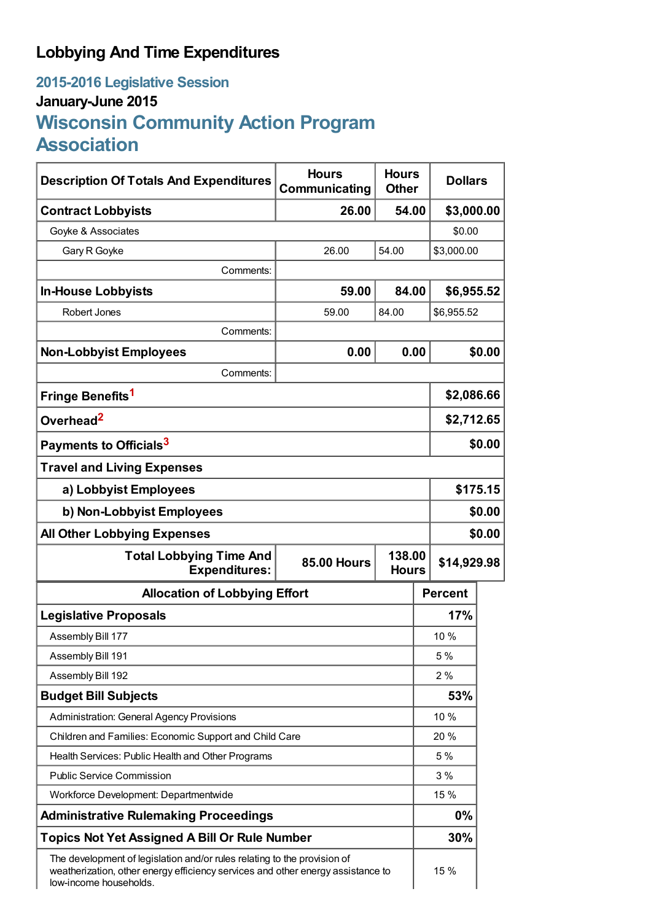# Lobbying And Time Expenditures

## 2015-2016 Legislative Session

### January-June 2015

## Wisconsin Community Action Program Association

| Description Of Totals And Expenditures | Hours Communicating | Hours Other | Dollars |
|---|---|---|---|
| **Contract Lobbyists** | **26.00** | **54.00** | **$3,000.00** |
| Goyke & Associates | | | $0.00 |
| Gary R Goyke | 26.00 | 54.00 | $3,000.00 |
| Comments: | | | |
| **In-House Lobbyists** | **59.00** | **84.00** | **$6,955.52** |
| Robert Jones | 59.00 | 84.00 | $6,955.52 |
| Comments: | | | |
| **Non-Lobbyist Employees** | **0.00** | **0.00** | **$0.00** |
| Comments: | | | |
| **Fringe Benefits**[1] | | | **$2,086.66** |
| **Overhead**[2] | | | **$2,712.65** |
| **Payments to Officials**[3] | | | **$0.00** |
| **Travel and Living Expenses** | | | |
| **a) Lobbyist Employees** | | | **$175.15** |
| **b) Non-Lobbyist Employees** | | | **$0.00** |
| **All Other Lobbying Expenses** | | | **$0.00** |
| **Total Lobbying Time And Expenditures:** | **85.00 Hours** | **138.00 Hours** | **$14,929.98** |

| Allocation of Lobbying Effort | Percent |
|---|---|
| **Legislative Proposals** | **17%** |
| Assembly Bill 177 | 10 % |
| Assembly Bill 191 | 5 % |
| Assembly Bill 192 | 2 % |
| **Budget Bill Subjects** | **53%** |
| Administration: General Agency Provisions | 10 % |
| Children and Families: Economic Support and Child Care | 20 % |
| Health Services: Public Health and Other Programs | 5 % |
| Public Service Commission | 3 % |
| Workforce Development: Departmentwide | 15 % |
| **Administrative Rulemaking Proceedings** | **0%** |
| **Topics Not Yet Assigned A Bill Or Rule Number** | **30%** |
| The development of legislation and/or rules relating to the provision of weatherization, other energy efficiency services and other energy assistance to low-income households. | 15 % |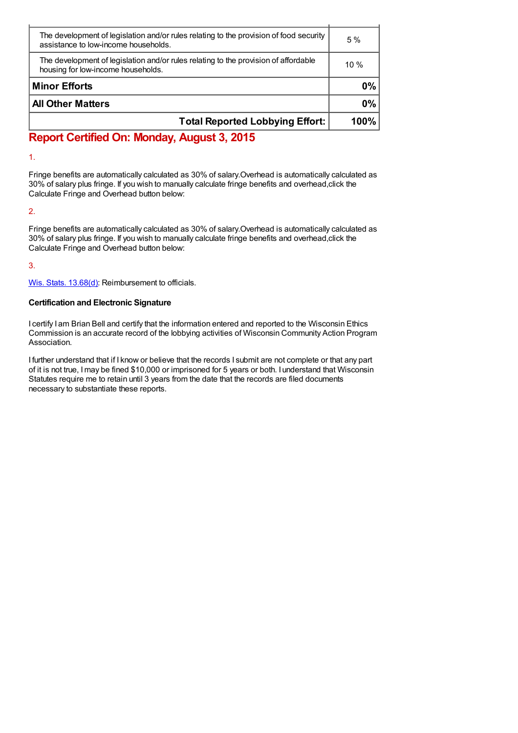| | |
|---|---|
| The development of legislation and/or rules relating to the provision of food security assistance to low-income households. | 5 % |
| The development of legislation and/or rules relating to the provision of affordable housing for low-income households. | 10 % |
| **Minor Efforts** | **0%** |
| **All Other Matters** | **0%** |
| **Total Reported Lobbying Effort:** | **100%** |

## Report Certified On: Monday, August 3, 2015

1.

Fringe benefits are automatically calculated as 30% of salary.Overhead is automatically calculated as 30% of salary plus fringe. If you wish to manually calculate fringe benefits and overhead,click the Calculate Fringe and Overhead button below:

2.

Fringe benefits are automatically calculated as 30% of salary.Overhead is automatically calculated as 30% of salary plus fringe. If you wish to manually calculate fringe benefits and overhead,click the Calculate Fringe and Overhead button below:

3.

Wis. Stats. 13.68(d): Reimbursement to officials.

**Certification and Electronic Signature**

I certify I am Brian Bell and certify that the information entered and reported to the Wisconsin Ethics Commission is an accurate record of the lobbying activities of Wisconsin Community Action Program Association.

I further understand that if I know or believe that the records I submit are not complete or that any part of it is not true, I may be fined $10,000 or imprisoned for 5 years or both. I understand that Wisconsin Statutes require me to retain until 3 years from the date that the records are filed documents necessary to substantiate these reports.